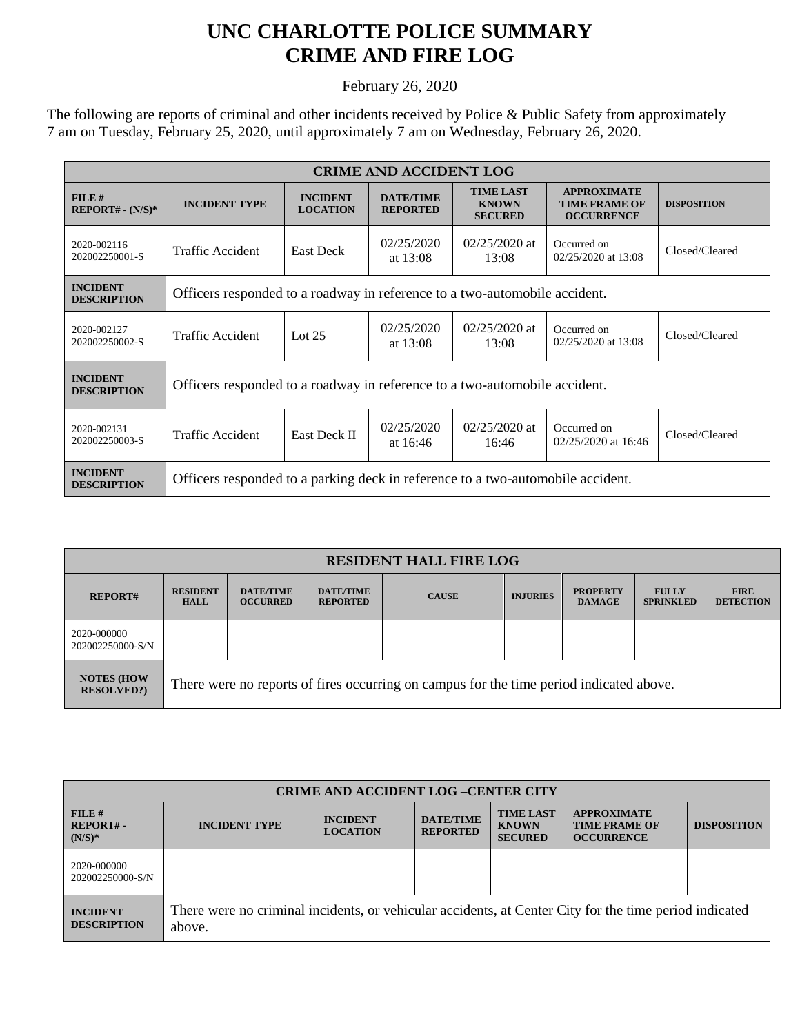# UNC CHARLOTTE POLICE SUMMARY
# CRIME AND FIRE LOG

February 26, 2020

The following are reports of criminal and other incidents received by Police & Public Safety from approximately 7 am on Tuesday, February 25, 2020, until approximately 7 am on Wednesday, February 26, 2020.

| CRIME AND ACCIDENT LOG | | | | | | |
|---|---|---|---|---|---|---|
| **FILE # REPORT# - (N/S)*** | **INCIDENT TYPE** | **INCIDENT LOCATION** | **DATE/TIME REPORTED** | **TIME LAST KNOWN SECURED** | **APPROXIMATE TIME FRAME OF OCCURRENCE** | **DISPOSITION** |
| 2020-002116 202002250001-S | Traffic Accident | East Deck | 02/25/2020 at 13:08 | 02/25/2020 at 13:08 | Occurred on 02/25/2020 at 13:08 | Closed/Cleared |
| **INCIDENT DESCRIPTION** | Officers responded to a roadway in reference to a two-automobile accident. | | | | | |
| 2020-002127 202002250002-S | Traffic Accident | Lot 25 | 02/25/2020 at 13:08 | 02/25/2020 at 13:08 | Occurred on 02/25/2020 at 13:08 | Closed/Cleared |
| **INCIDENT DESCRIPTION** | Officers responded to a roadway in reference to a two-automobile accident. | | | | | |
| 2020-002131 202002250003-S | Traffic Accident | East Deck II | 02/25/2020 at 16:46 | 02/25/2020 at 16:46 | Occurred on 02/25/2020 at 16:46 | Closed/Cleared |
| **INCIDENT DESCRIPTION** | Officers responded to a parking deck in reference to a two-automobile accident. | | | | | |

| RESIDENT HALL FIRE LOG | | | | | | | | |
|---|---|---|---|---|---|---|---|---|
| **REPORT#** | **RESIDENT HALL** | **DATE/TIME OCCURRED** | **DATE/TIME REPORTED** | **CAUSE** | **INJURIES** | **PROPERTY DAMAGE** | **FULLY SPRINKLED** | **FIRE DETECTION** |
| 2020-000000 202002250000-S/N | | | | | | | | |
| **NOTES (HOW RESOLVED?)** | There were no reports of fires occurring on campus for the time period indicated above. | | | | | | | |

| CRIME AND ACCIDENT LOG –CENTER CITY | | | | | | |
|---|---|---|---|---|---|---|
| **FILE # REPORT# - (N/S)*** | **INCIDENT TYPE** | **INCIDENT LOCATION** | **DATE/TIME REPORTED** | **TIME LAST KNOWN SECURED** | **APPROXIMATE TIME FRAME OF OCCURRENCE** | **DISPOSITION** |
| 2020-000000 202002250000-S/N | | | | | | |
| **INCIDENT DESCRIPTION** | There were no criminal incidents, or vehicular accidents, at Center City for the time period indicated above. | | | | | |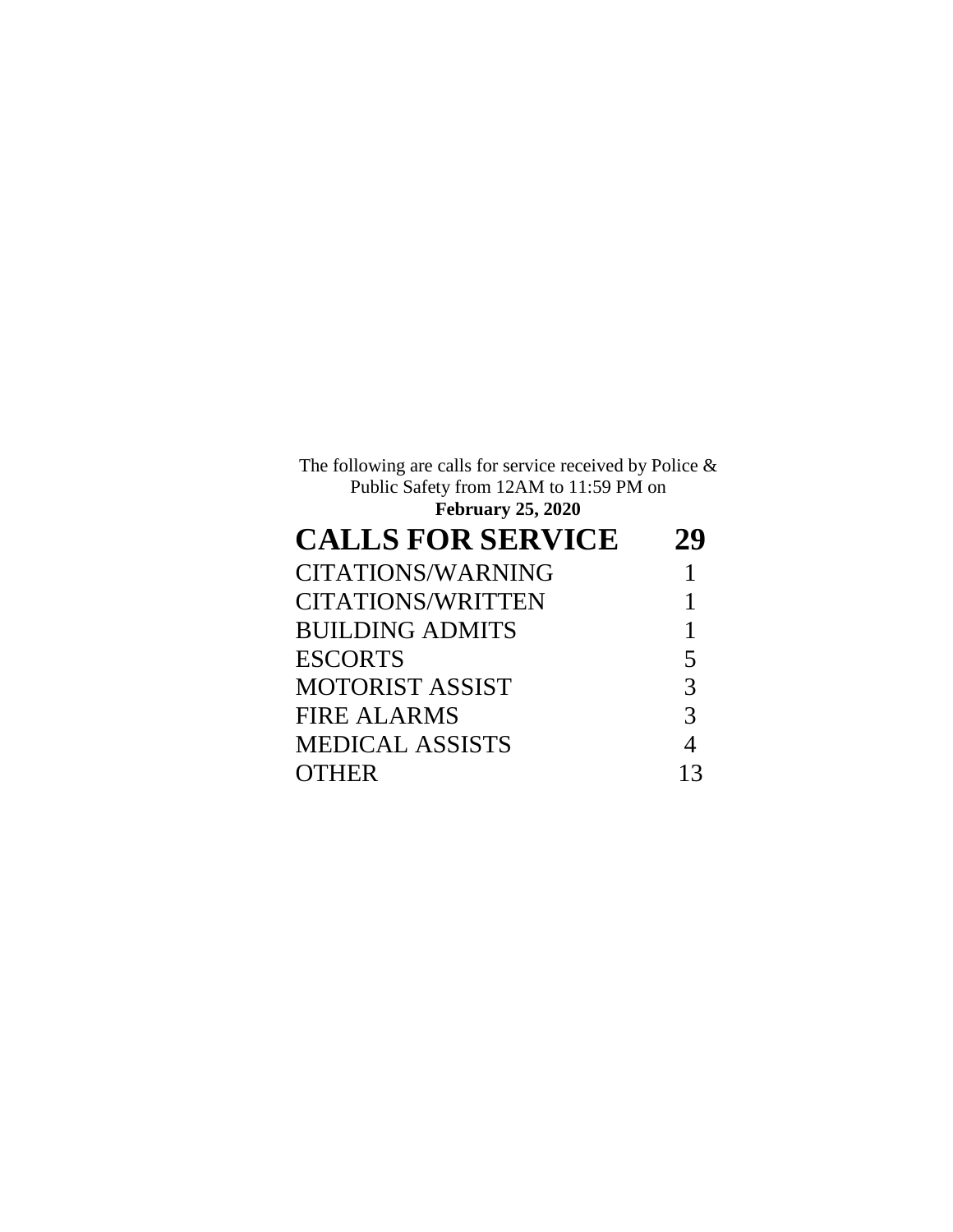The following are calls for service received by Police & Public Safety from 12AM to 11:59 PM on

**February 25, 2020**

| | |
|---|---|
| **CALLS FOR SERVICE** | **29** |
| CITATIONS/WARNING | 1 |
| CITATIONS/WRITTEN | 1 |
| BUILDING ADMITS | 1 |
| ESCORTS | 5 |
| MOTORIST ASSIST | 3 |
| FIRE ALARMS | 3 |
| MEDICAL ASSISTS | 4 |
| OTHER | 13 |